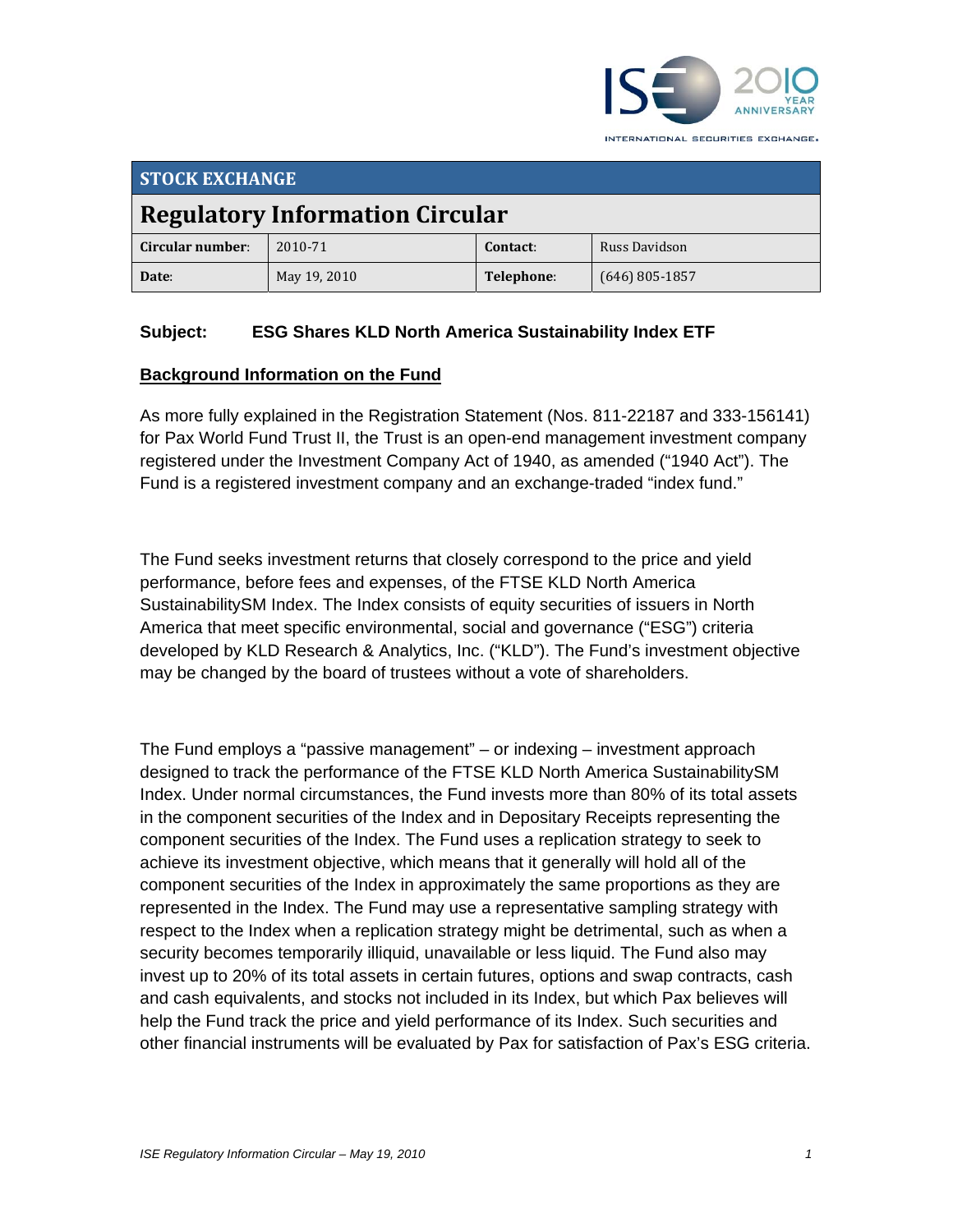STOCK EXCHANGE

# Regulatory Information Circular

| Circular number: | 2010-71 | Contact: | Russ Davidson |
|---|---|---|---|
| Date: | May 19, 2010 | Telephone: | (646) 805-1857 |

**Subject: ESG Shares KLD North America Sustainability Index ETF**

## Background Information on the Fund

As more fully explained in the Registration Statement (Nos. 811-22187 and 333-156141) for Pax World Fund Trust II, the Trust is an open-end management investment company registered under the Investment Company Act of 1940, as amended ("1940 Act"). The Fund is a registered investment company and an exchange-traded "index fund."

The Fund seeks investment returns that closely correspond to the price and yield performance, before fees and expenses, of the FTSE KLD North America SustainabilitySM Index. The Index consists of equity securities of issuers in North America that meet specific environmental, social and governance ("ESG") criteria developed by KLD Research & Analytics, Inc. ("KLD"). The Fund's investment objective may be changed by the board of trustees without a vote of shareholders.

The Fund employs a "passive management" – or indexing – investment approach designed to track the performance of the FTSE KLD North America SustainabilitySM Index. Under normal circumstances, the Fund invests more than 80% of its total assets in the component securities of the Index and in Depositary Receipts representing the component securities of the Index. The Fund uses a replication strategy to seek to achieve its investment objective, which means that it generally will hold all of the component securities of the Index in approximately the same proportions as they are represented in the Index. The Fund may use a representative sampling strategy with respect to the Index when a replication strategy might be detrimental, such as when a security becomes temporarily illiquid, unavailable or less liquid. The Fund also may invest up to 20% of its total assets in certain futures, options and swap contracts, cash and cash equivalents, and stocks not included in its Index, but which Pax believes will help the Fund track the price and yield performance of its Index. Such securities and other financial instruments will be evaluated by Pax for satisfaction of Pax's ESG criteria.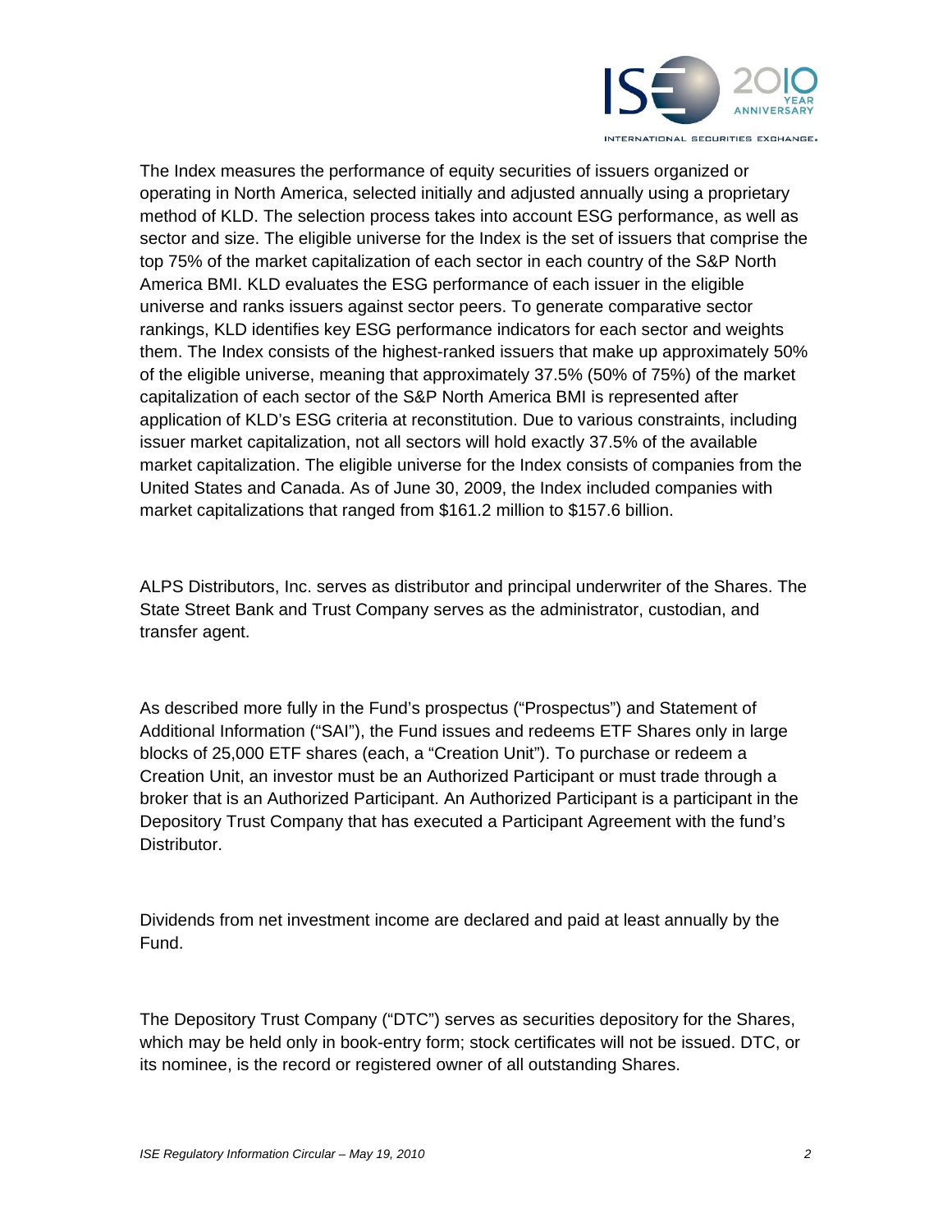The Index measures the performance of equity securities of issuers organized or operating in North America, selected initially and adjusted annually using a proprietary method of KLD. The selection process takes into account ESG performance, as well as sector and size. The eligible universe for the Index is the set of issuers that comprise the top 75% of the market capitalization of each sector in each country of the S&P North America BMI. KLD evaluates the ESG performance of each issuer in the eligible universe and ranks issuers against sector peers. To generate comparative sector rankings, KLD identifies key ESG performance indicators for each sector and weights them. The Index consists of the highest-ranked issuers that make up approximately 50% of the eligible universe, meaning that approximately 37.5% (50% of 75%) of the market capitalization of each sector of the S&P North America BMI is represented after application of KLD's ESG criteria at reconstitution. Due to various constraints, including issuer market capitalization, not all sectors will hold exactly 37.5% of the available market capitalization. The eligible universe for the Index consists of companies from the United States and Canada. As of June 30, 2009, the Index included companies with market capitalizations that ranged from $161.2 million to $157.6 billion.

ALPS Distributors, Inc. serves as distributor and principal underwriter of the Shares. The State Street Bank and Trust Company serves as the administrator, custodian, and transfer agent.

As described more fully in the Fund's prospectus ("Prospectus") and Statement of Additional Information ("SAI"), the Fund issues and redeems ETF Shares only in large blocks of 25,000 ETF shares (each, a "Creation Unit"). To purchase or redeem a Creation Unit, an investor must be an Authorized Participant or must trade through a broker that is an Authorized Participant. An Authorized Participant is a participant in the Depository Trust Company that has executed a Participant Agreement with the fund's Distributor.

Dividends from net investment income are declared and paid at least annually by the Fund.

The Depository Trust Company ("DTC") serves as securities depository for the Shares, which may be held only in book-entry form; stock certificates will not be issued. DTC, or its nominee, is the record or registered owner of all outstanding Shares.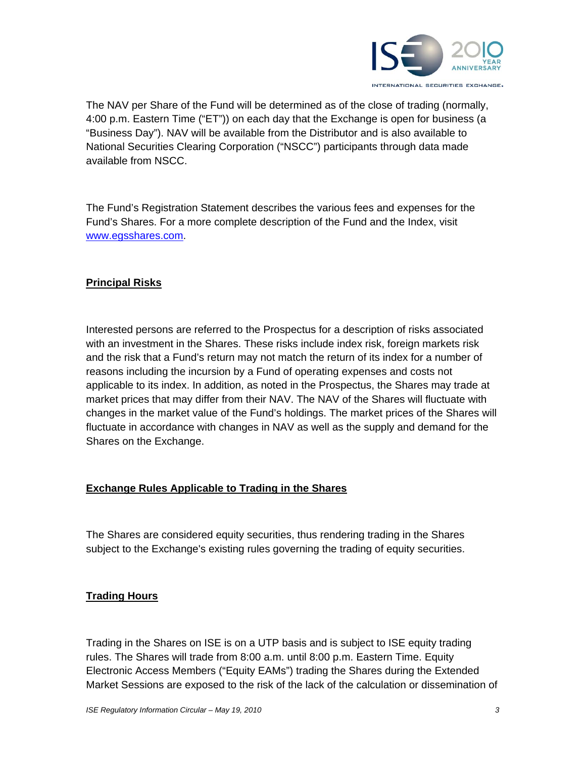The NAV per Share of the Fund will be determined as of the close of trading (normally, 4:00 p.m. Eastern Time ("ET")) on each day that the Exchange is open for business (a "Business Day"). NAV will be available from the Distributor and is also available to National Securities Clearing Corporation ("NSCC") participants through data made available from NSCC.

The Fund's Registration Statement describes the various fees and expenses for the Fund's Shares. For a more complete description of the Fund and the Index, visit www.egsshares.com.

## Principal Risks

Interested persons are referred to the Prospectus for a description of risks associated with an investment in the Shares. These risks include index risk, foreign markets risk and the risk that a Fund's return may not match the return of its index for a number of reasons including the incursion by a Fund of operating expenses and costs not applicable to its index. In addition, as noted in the Prospectus, the Shares may trade at market prices that may differ from their NAV. The NAV of the Shares will fluctuate with changes in the market value of the Fund's holdings. The market prices of the Shares will fluctuate in accordance with changes in NAV as well as the supply and demand for the Shares on the Exchange.

## Exchange Rules Applicable to Trading in the Shares

The Shares are considered equity securities, thus rendering trading in the Shares subject to the Exchange's existing rules governing the trading of equity securities.

## Trading Hours

Trading in the Shares on ISE is on a UTP basis and is subject to ISE equity trading rules. The Shares will trade from 8:00 a.m. until 8:00 p.m. Eastern Time. Equity Electronic Access Members ("Equity EAMs") trading the Shares during the Extended Market Sessions are exposed to the risk of the lack of the calculation or dissemination of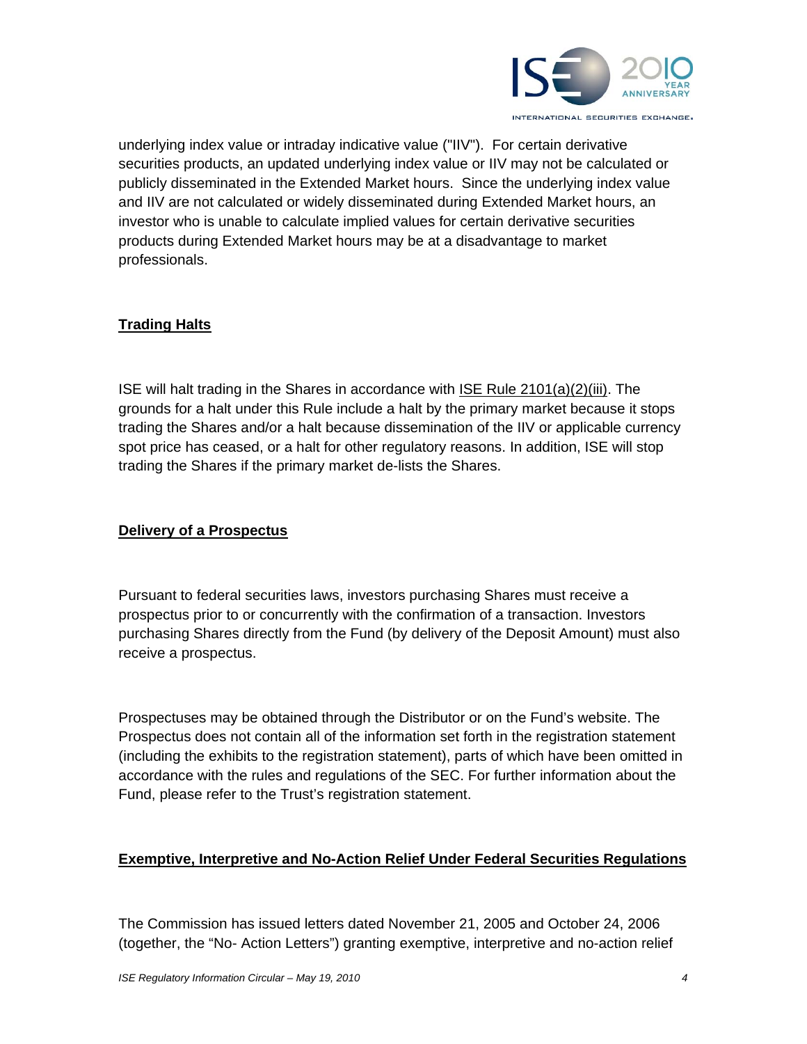underlying index value or intraday indicative value ("IIV"). For certain derivative securities products, an updated underlying index value or IIV may not be calculated or publicly disseminated in the Extended Market hours. Since the underlying index value and IIV are not calculated or widely disseminated during Extended Market hours, an investor who is unable to calculate implied values for certain derivative securities products during Extended Market hours may be at a disadvantage to market professionals.

## Trading Halts

ISE will halt trading in the Shares in accordance with ISE Rule 2101(a)(2)(iii). The grounds for a halt under this Rule include a halt by the primary market because it stops trading the Shares and/or a halt because dissemination of the IIV or applicable currency spot price has ceased, or a halt for other regulatory reasons. In addition, ISE will stop trading the Shares if the primary market de-lists the Shares.

## Delivery of a Prospectus

Pursuant to federal securities laws, investors purchasing Shares must receive a prospectus prior to or concurrently with the confirmation of a transaction. Investors purchasing Shares directly from the Fund (by delivery of the Deposit Amount) must also receive a prospectus.

Prospectuses may be obtained through the Distributor or on the Fund's website. The Prospectus does not contain all of the information set forth in the registration statement (including the exhibits to the registration statement), parts of which have been omitted in accordance with the rules and regulations of the SEC. For further information about the Fund, please refer to the Trust's registration statement.

## Exemptive, Interpretive and No-Action Relief Under Federal Securities Regulations

The Commission has issued letters dated November 21, 2005 and October 24, 2006 (together, the "No- Action Letters") granting exemptive, interpretive and no-action relief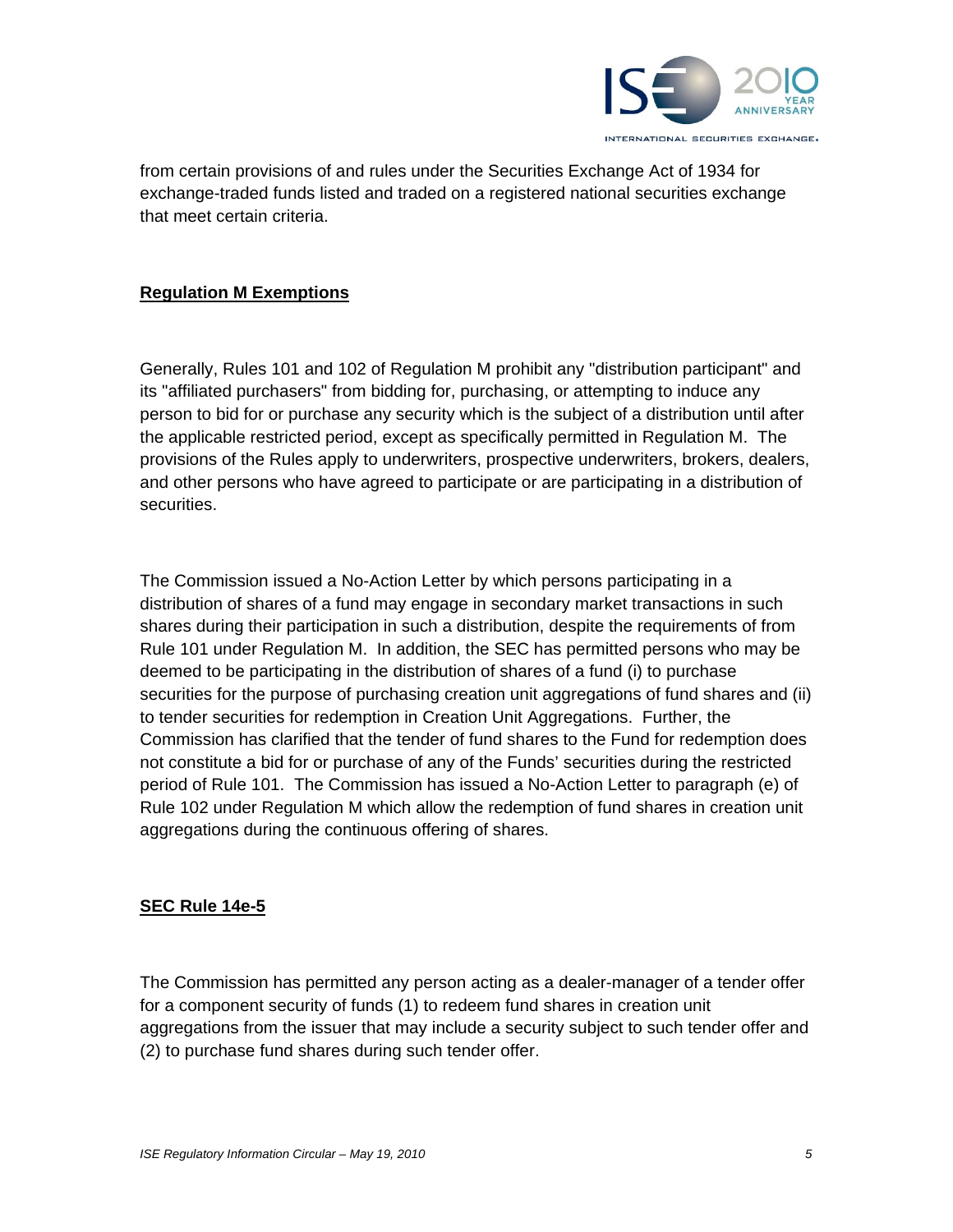from certain provisions of and rules under the Securities Exchange Act of 1934 for exchange-traded funds listed and traded on a registered national securities exchange that meet certain criteria.

## Regulation M Exemptions

Generally, Rules 101 and 102 of Regulation M prohibit any "distribution participant" and its "affiliated purchasers" from bidding for, purchasing, or attempting to induce any person to bid for or purchase any security which is the subject of a distribution until after the applicable restricted period, except as specifically permitted in Regulation M. The provisions of the Rules apply to underwriters, prospective underwriters, brokers, dealers, and other persons who have agreed to participate or are participating in a distribution of securities.

The Commission issued a No-Action Letter by which persons participating in a distribution of shares of a fund may engage in secondary market transactions in such shares during their participation in such a distribution, despite the requirements of from Rule 101 under Regulation M. In addition, the SEC has permitted persons who may be deemed to be participating in the distribution of shares of a fund (i) to purchase securities for the purpose of purchasing creation unit aggregations of fund shares and (ii) to tender securities for redemption in Creation Unit Aggregations. Further, the Commission has clarified that the tender of fund shares to the Fund for redemption does not constitute a bid for or purchase of any of the Funds' securities during the restricted period of Rule 101. The Commission has issued a No-Action Letter to paragraph (e) of Rule 102 under Regulation M which allow the redemption of fund shares in creation unit aggregations during the continuous offering of shares.

## SEC Rule 14e-5

The Commission has permitted any person acting as a dealer-manager of a tender offer for a component security of funds (1) to redeem fund shares in creation unit aggregations from the issuer that may include a security subject to such tender offer and (2) to purchase fund shares during such tender offer.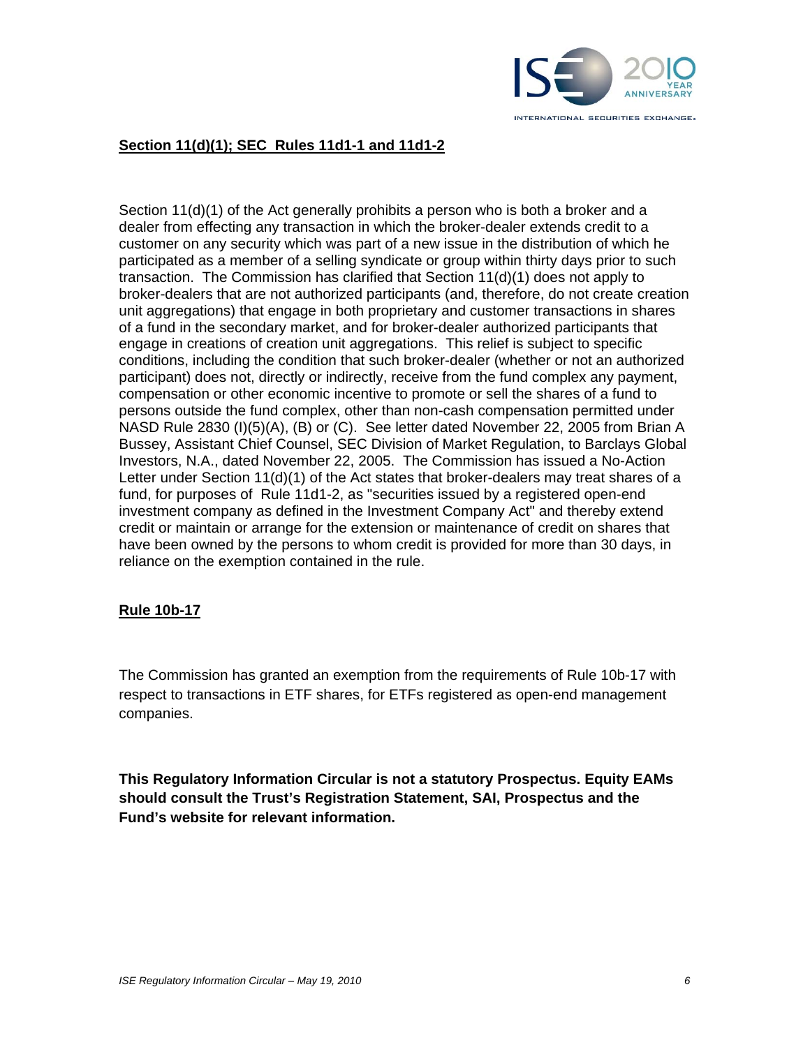## Section 11(d)(1); SEC Rules 11d1-1 and 11d1-2

Section 11(d)(1) of the Act generally prohibits a person who is both a broker and a dealer from effecting any transaction in which the broker-dealer extends credit to a customer on any security which was part of a new issue in the distribution of which he participated as a member of a selling syndicate or group within thirty days prior to such transaction. The Commission has clarified that Section 11(d)(1) does not apply to broker-dealers that are not authorized participants (and, therefore, do not create creation unit aggregations) that engage in both proprietary and customer transactions in shares of a fund in the secondary market, and for broker-dealer authorized participants that engage in creations of creation unit aggregations. This relief is subject to specific conditions, including the condition that such broker-dealer (whether or not an authorized participant) does not, directly or indirectly, receive from the fund complex any payment, compensation or other economic incentive to promote or sell the shares of a fund to persons outside the fund complex, other than non-cash compensation permitted under NASD Rule 2830 (I)(5)(A), (B) or (C). See letter dated November 22, 2005 from Brian A Bussey, Assistant Chief Counsel, SEC Division of Market Regulation, to Barclays Global Investors, N.A., dated November 22, 2005. The Commission has issued a No-Action Letter under Section 11(d)(1) of the Act states that broker-dealers may treat shares of a fund, for purposes of Rule 11d1-2, as "securities issued by a registered open-end investment company as defined in the Investment Company Act" and thereby extend credit or maintain or arrange for the extension or maintenance of credit on shares that have been owned by the persons to whom credit is provided for more than 30 days, in reliance on the exemption contained in the rule.

## Rule 10b-17

The Commission has granted an exemption from the requirements of Rule 10b-17 with respect to transactions in ETF shares, for ETFs registered as open-end management companies.

**This Regulatory Information Circular is not a statutory Prospectus. Equity EAMs should consult the Trust's Registration Statement, SAI, Prospectus and the Fund's website for relevant information.**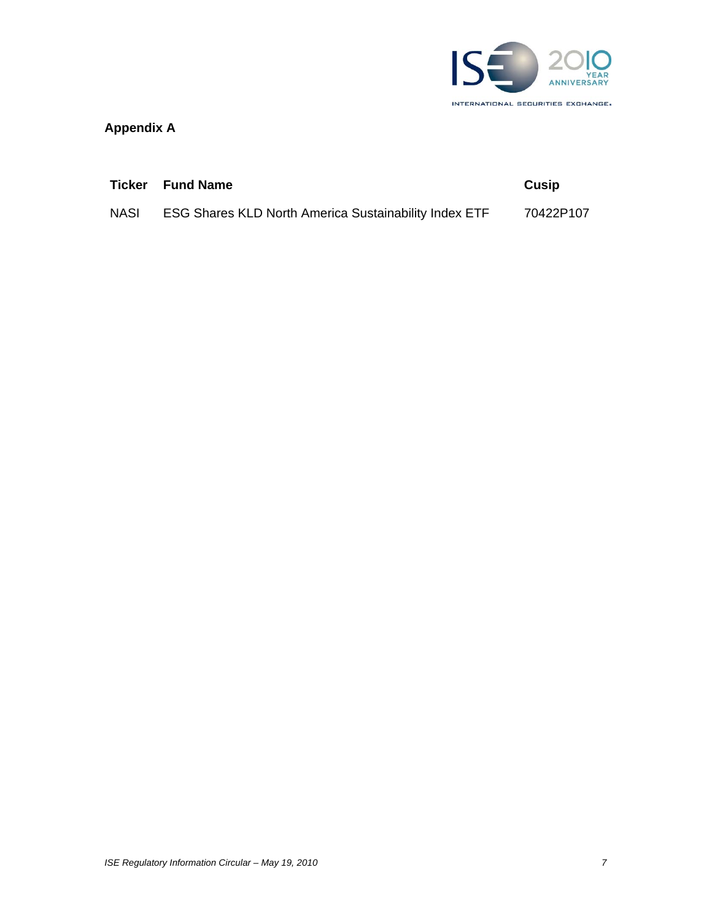## Appendix A

| Ticker | Fund Name | Cusip |
|---|---|---|
| NASI | ESG Shares KLD North America Sustainability Index ETF | 70422P107 |